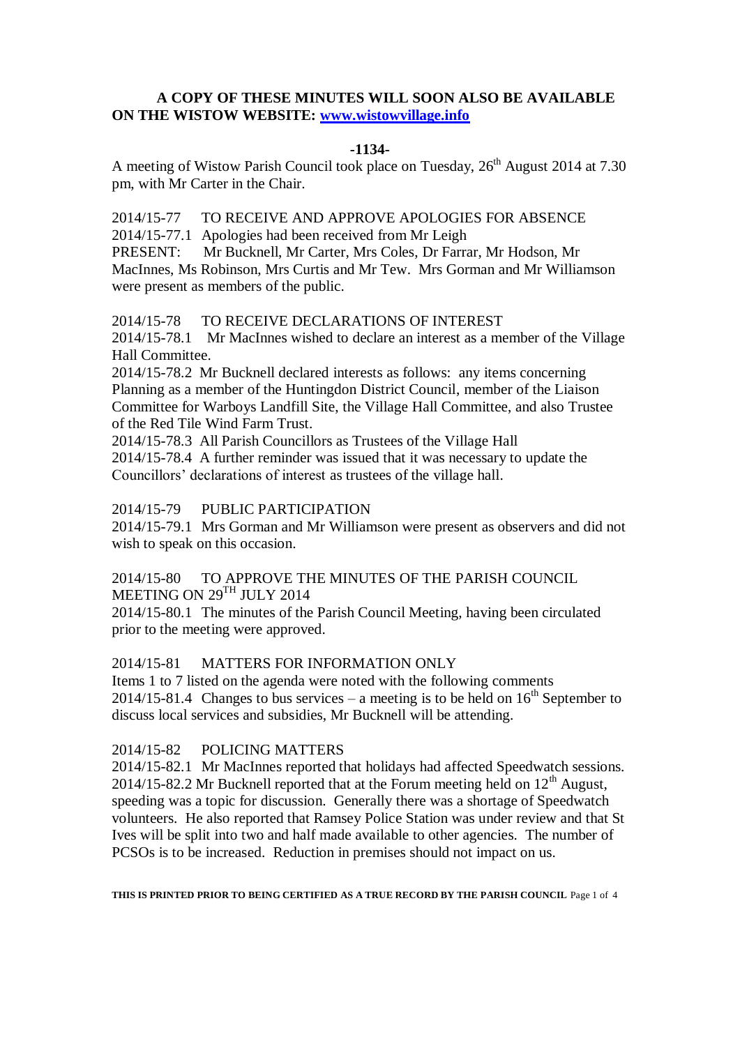**A COPY OF THESE MINUTES WILL SOON ALSO BE AVAILABLE ON THE WISTOW WEBSITE: [www.wistowvillage.info](http://www.wistowvillage.info)**

**-1134-**

A meeting of Wistow Parish Council took place on Tuesday, 26th August 2014 at 7.30 pm, with Mr Carter in the Chair.

2014/15-77 TO RECEIVE AND APPROVE APOLOGIES FOR ABSENCE

2014/15-77.1 Apologies had been received from Mr Leigh

PRESENT: Mr Bucknell, Mr Carter, Mrs Coles, Dr Farrar, Mr Hodson, Mr MacInnes, Ms Robinson, Mrs Curtis and Mr Tew. Mrs Gorman and Mr Williamson were present as members of the public.

2014/15-78 TO RECEIVE DECLARATIONS OF INTEREST

2014/15-78.1 Mr MacInnes wished to declare an interest as a member of the Village Hall Committee.

2014/15-78.2 Mr Bucknell declared interests as follows: any items concerning Planning as a member of the Huntingdon District Council, member of the Liaison Committee for Warboys Landfill Site, the Village Hall Committee, and also Trustee of the Red Tile Wind Farm Trust.

2014/15-78.3 All Parish Councillors as Trustees of the Village Hall

2014/15-78.4 A further reminder was issued that it was necessary to update the Councillors' declarations of interest as trustees of the village hall.

2014/15-79 PUBLIC PARTICIPATION

2014/15-79.1 Mrs Gorman and Mr Williamson were present as observers and did not wish to speak on this occasion.

2014/15-80 TO APPROVE THE MINUTES OF THE PARISH COUNCIL MEETING ON 29TH JULY 2014

2014/15-80.1 The minutes of the Parish Council Meeting, having been circulated prior to the meeting were approved.

2014/15-81 MATTERS FOR INFORMATION ONLY

Items 1 to 7 listed on the agenda were noted with the following comments

2014/15-81.4 Changes to bus services – a meeting is to be held on 16th September to discuss local services and subsidies, Mr Bucknell will be attending.

2014/15-82 POLICING MATTERS

2014/15-82.1 Mr MacInnes reported that holidays had affected Speedwatch sessions.

2014/15-82.2 Mr Bucknell reported that at the Forum meeting held on 12th August, speeding was a topic for discussion. Generally there was a shortage of Speedwatch volunteers. He also reported that Ramsey Police Station was under review and that St Ives will be split into two and half made available to other agencies. The number of PCSOs is to be increased. Reduction in premises should not impact on us.

**THIS IS PRINTED PRIOR TO BEING CERTIFIED AS A TRUE RECORD BY THE PARISH COUNCIL**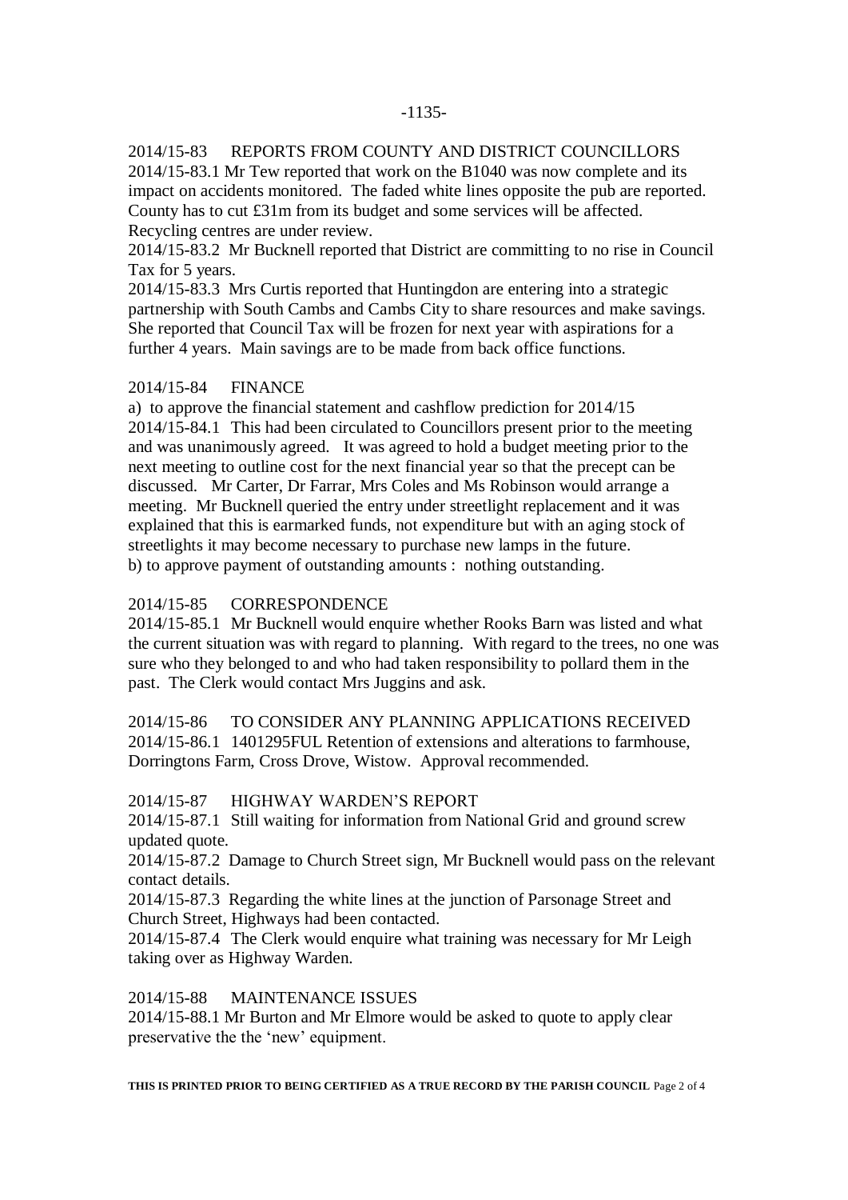2014/15-83 REPORTS FROM COUNTY AND DISTRICT COUNCILLORS

2014/15-83.1 Mr Tew reported that work on the B1040 was now complete and its impact on accidents monitored. The faded white lines opposite the pub are reported. County has to cut £31m from its budget and some services will be affected. Recycling centres are under review.

2014/15-83.2 Mr Bucknell reported that District are committing to no rise in Council Tax for 5 years.

2014/15-83.3 Mrs Curtis reported that Huntingdon are entering into a strategic partnership with South Cambs and Cambs City to share resources and make savings. She reported that Council Tax will be frozen for next year with aspirations for a further 4 years. Main savings are to be made from back office functions.

2014/15-84 FINANCE

a) to approve the financial statement and cashflow prediction for 2014/15

2014/15-84.1 This had been circulated to Councillors present prior to the meeting and was unanimously agreed. It was agreed to hold a budget meeting prior to the next meeting to outline cost for the next financial year so that the precept can be discussed. Mr Carter, Dr Farrar, Mrs Coles and Ms Robinson would arrange a meeting. Mr Bucknell queried the entry under streetlight replacement and it was explained that this is earmarked funds, not expenditure but with an aging stock of streetlights it may become necessary to purchase new lamps in the future.

b) to approve payment of outstanding amounts : nothing outstanding.

2014/15-85 CORRESPONDENCE

2014/15-85.1 Mr Bucknell would enquire whether Rooks Barn was listed and what the current situation was with regard to planning. With regard to the trees, no one was sure who they belonged to and who had taken responsibility to pollard them in the past. The Clerk would contact Mrs Juggins and ask.

2014/15-86 TO CONSIDER ANY PLANNING APPLICATIONS RECEIVED

2014/15-86.1 1401295FUL Retention of extensions and alterations to farmhouse, Dorringtons Farm, Cross Drove, Wistow. Approval recommended.

2014/15-87 HIGHWAY WARDEN'S REPORT

2014/15-87.1 Still waiting for information from National Grid and ground screw updated quote.

2014/15-87.2 Damage to Church Street sign, Mr Bucknell would pass on the relevant contact details.

2014/15-87.3 Regarding the white lines at the junction of Parsonage Street and Church Street, Highways had been contacted.

2014/15-87.4 The Clerk would enquire what training was necessary for Mr Leigh taking over as Highway Warden.

2014/15-88 MAINTENANCE ISSUES

2014/15-88.1 Mr Burton and Mr Elmore would be asked to quote to apply clear preservative the the 'new' equipment.

**THIS IS PRINTED PRIOR TO BEING CERTIFIED AS A TRUE RECORD BY THE PARISH COUNCIL**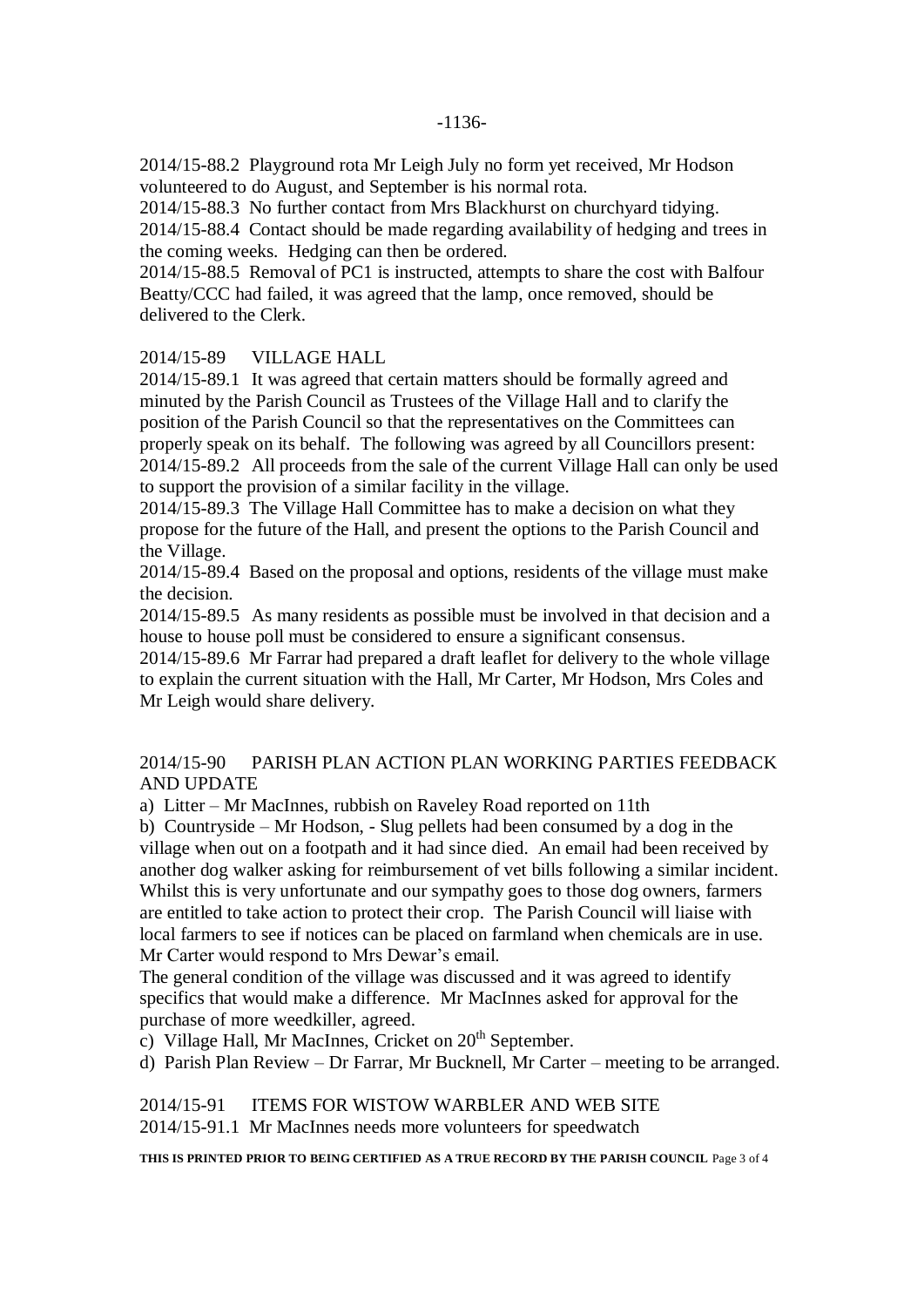2014/15-88.2 Playground rota Mr Leigh July no form yet received, Mr Hodson volunteered to do August, and September is his normal rota.

2014/15-88.3 No further contact from Mrs Blackhurst on churchyard tidying.

2014/15-88.4 Contact should be made regarding availability of hedging and trees in the coming weeks. Hedging can then be ordered.

2014/15-88.5 Removal of PC1 is instructed, attempts to share the cost with Balfour Beatty/CCC had failed, it was agreed that the lamp, once removed, should be delivered to the Clerk.

2014/15-89 VILLAGE HALL

2014/15-89.1 It was agreed that certain matters should be formally agreed and minuted by the Parish Council as Trustees of the Village Hall and to clarify the position of the Parish Council so that the representatives on the Committees can properly speak on its behalf. The following was agreed by all Councillors present:

2014/15-89.2 All proceeds from the sale of the current Village Hall can only be used to support the provision of a similar facility in the village.

2014/15-89.3 The Village Hall Committee has to make a decision on what they propose for the future of the Hall, and present the options to the Parish Council and the Village.

2014/15-89.4 Based on the proposal and options, residents of the village must make the decision.

2014/15-89.5 As many residents as possible must be involved in that decision and a house to house poll must be considered to ensure a significant consensus.

2014/15-89.6 Mr Farrar had prepared a draft leaflet for delivery to the whole village to explain the current situation with the Hall, Mr Carter, Mr Hodson, Mrs Coles and Mr Leigh would share delivery.

2014/15-90 PARISH PLAN ACTION PLAN WORKING PARTIES FEEDBACK AND UPDATE

a) Litter – Mr MacInnes, rubbish on Raveley Road reported on 11th

b) Countryside – Mr Hodson, - Slug pellets had been consumed by a dog in the village when out on a footpath and it had since died. An email had been received by another dog walker asking for reimbursement of vet bills following a similar incident. Whilst this is very unfortunate and our sympathy goes to those dog owners, farmers are entitled to take action to protect their crop. The Parish Council will liaise with local farmers to see if notices can be placed on farmland when chemicals are in use. Mr Carter would respond to Mrs Dewar's email.

The general condition of the village was discussed and it was agreed to identify specifics that would make a difference. Mr MacInnes asked for approval for the purchase of more weedkiller, agreed.

c) Village Hall, Mr MacInnes, Cricket on 20th September.

d) Parish Plan Review – Dr Farrar, Mr Bucknell, Mr Carter – meeting to be arranged.

2014/15-91 ITEMS FOR WISTOW WARBLER AND WEB SITE

2014/15-91.1 Mr MacInnes needs more volunteers for speedwatch

**THIS IS PRINTED PRIOR TO BEING CERTIFIED AS A TRUE RECORD BY THE PARISH COUNCIL**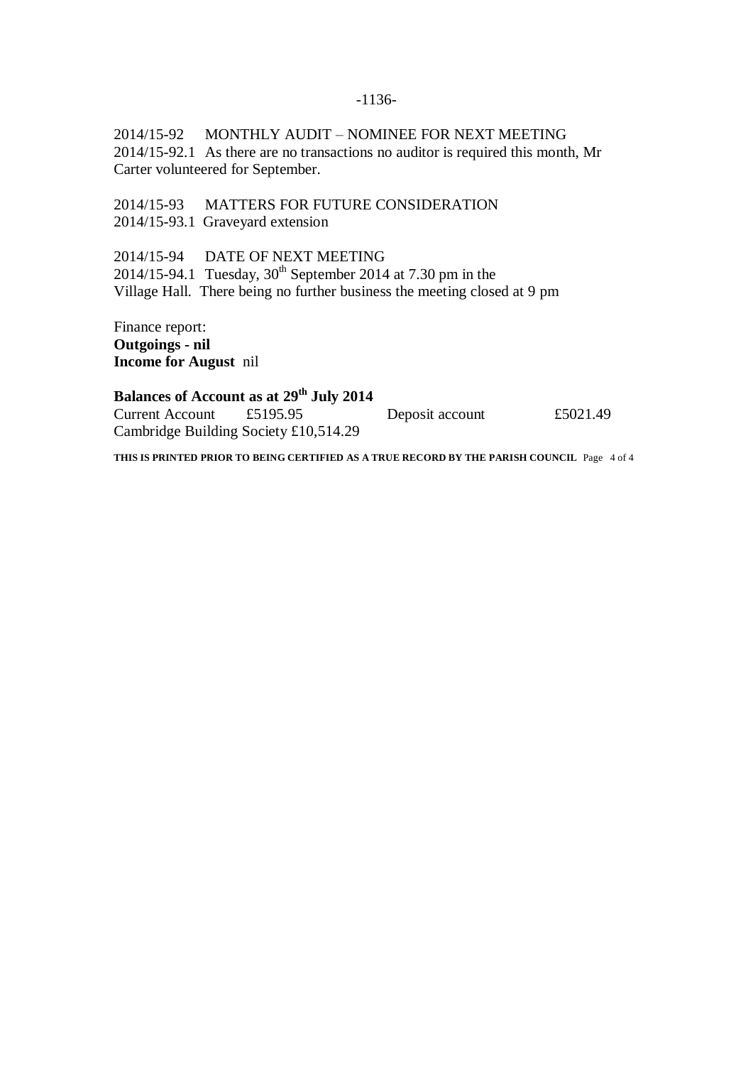2014/15-92 MONTHLY AUDIT – NOMINEE FOR NEXT MEETING

2014/15-92.1 As there are no transactions no auditor is required this month, Mr Carter volunteered for September.

2014/15-93 MATTERS FOR FUTURE CONSIDERATION

2014/15-93.1 Graveyard extension

2014/15-94 DATE OF NEXT MEETING

2014/15-94.1 Tuesday, 30th September 2014 at 7.30 pm in the Village Hall. There being no further business the meeting closed at 9 pm

Finance report:

**Outgoings - nil**

**Income for August** nil

**Balances of Account as at 29th July 2014**

Current Account £5195.95 Deposit account £5021.49

Cambridge Building Society £10,514.29

**THIS IS PRINTED PRIOR TO BEING CERTIFIED AS A TRUE RECORD BY THE PARISH COUNCIL**